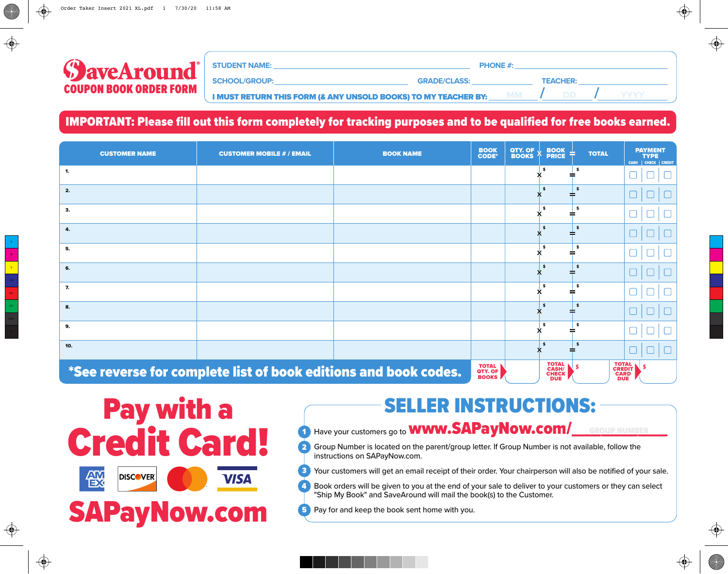# SaveAround®
## COUPON BOOK ORDER FORM

STUDENT NAME: ____________________ PHONE #: ____________________

SCHOOL/GROUP: ____________________ GRADE/CLASS: ____________ TEACHER: ____________

I MUST RETURN THIS FORM (& ANY UNSOLD BOOKS) TO MY TEACHER BY: MM / DD / YYYY

**IMPORTANT: Please fill out this form completely for tracking purposes and to be qualified for free books earned.**

| | CUSTOMER NAME | CUSTOMER MOBILE # / EMAIL | BOOK NAME | BOOK CODE* | QTY. OF BOOKS | X | BOOK PRICE | = | TOTAL | PAYMENT TYPE: CASH | CHECK | CREDIT |
|---|---|---|---|---|---|---|---|---|---|---|---|---|
| 1. | | | | | | X | $ | = | $ | ☐ | ☐ | ☐ |
| 2. | | | | | | X | $ | = | $ | ☐ | ☐ | ☐ |
| 3. | | | | | | X | $ | = | $ | ☐ | ☐ | ☐ |
| 4. | | | | | | X | $ | = | $ | ☐ | ☐ | ☐ |
| 5. | | | | | | X | $ | = | $ | ☐ | ☐ | ☐ |
| 6. | | | | | | X | $ | = | $ | ☐ | ☐ | ☐ |
| 7. | | | | | | X | $ | = | $ | ☐ | ☐ | ☐ |
| 8. | | | | | | X | $ | = | $ | ☐ | ☐ | ☐ |
| 9. | | | | | | X | $ | = | $ | ☐ | ☐ | ☐ |
| 10. | | | | | | X | $ | = | $ | ☐ | ☐ | ☐ |
| | *See reverse for complete list of book editions and book codes. | | | TOTAL QTY. OF BOOKS | | | TOTAL CASH/ CHECK DUE | | $ | TOTAL CREDIT CARD DUE | $ | |

# Pay with a Credit Card!

AMEX DISCOVER VISA

**SAPayNow.com**

## SELLER INSTRUCTIONS:

1. Have your customers go to **www.SAPayNow.com/**______ (GROUP NUMBER)
2. Group Number is located on the parent/group letter. If Group Number is not available, follow the instructions on SAPayNow.com.
3. Your customers will get an email receipt of their order. Your chairperson will also be notified of your sale.
4. Book orders will be given to you at the end of your sale to deliver to your customers or they can select "Ship My Book" and SaveAround will mail the book(s) to the Customer.
5. Pay for and keep the book sent home with you.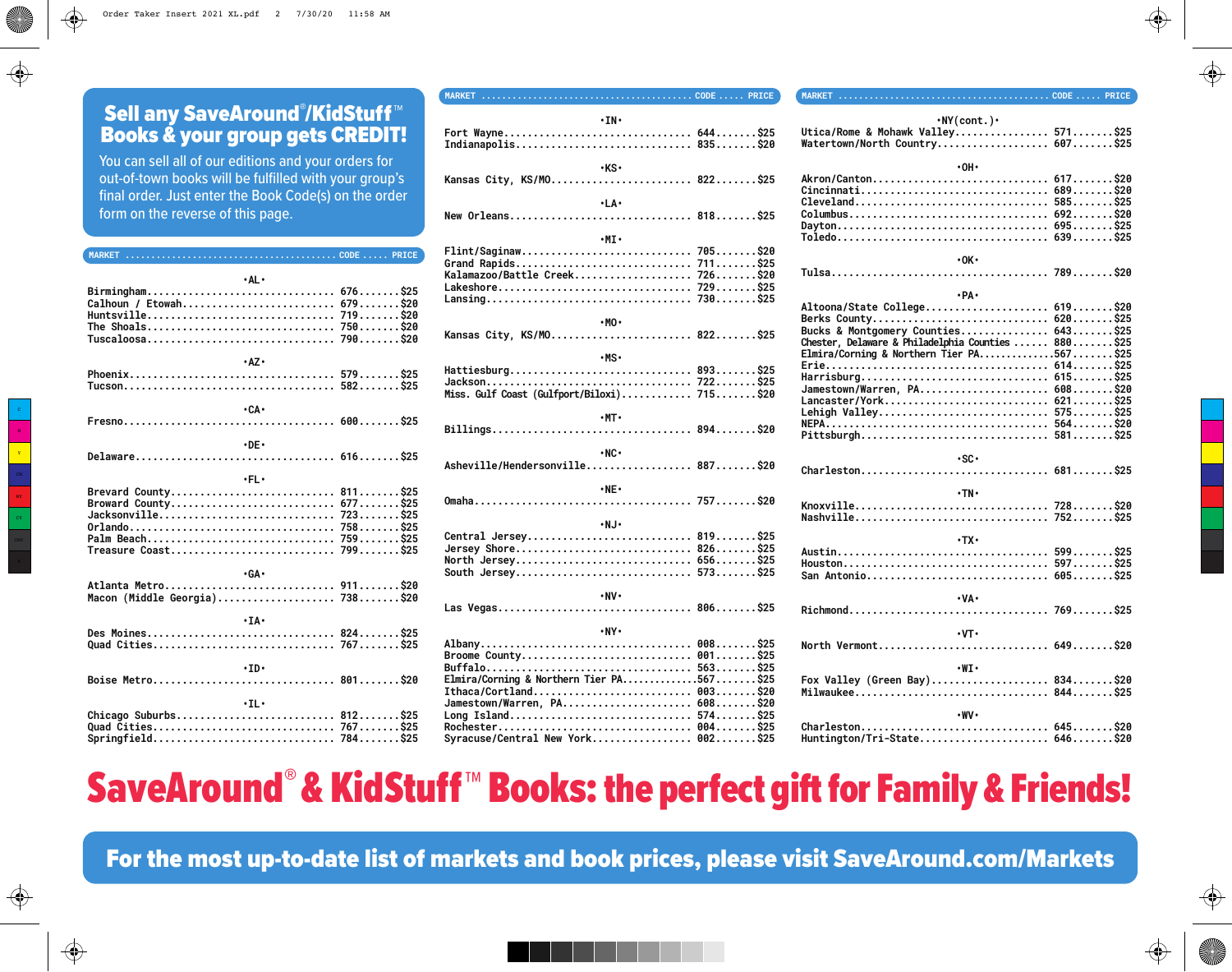# Sell any SaveAround®/KidStuff™ Books & your group gets CREDIT!

You can sell all of our editions and your orders for out-of-town books will be fulfilled with your group's final order. Just enter the Book Code(s) on the order form on the reverse of this page.

| MARKET | CODE | PRICE |
|---|---|---|
| **•AL•** | | |
| Birmingham | 676 | $25 |
| Calhoun / Etowah | 679 | $20 |
| Huntsville | 719 | $20 |
| The Shoals | 750 | $20 |
| Tuscaloosa | 790 | $20 |
| **•AZ•** | | |
| Phoenix | 579 | $25 |
| Tucson | 582 | $25 |
| **•CA•** | | |
| Fresno | 600 | $25 |
| **•DE•** | | |
| Delaware | 616 | $25 |
| **•FL•** | | |
| Brevard County | 811 | $25 |
| Broward County | 677 | $25 |
| Jacksonville | 723 | $25 |
| Orlando | 758 | $25 |
| Palm Beach | 759 | $25 |
| Treasure Coast | 799 | $25 |
| **•GA•** | | |
| Atlanta Metro | 911 | $20 |
| Macon (Middle Georgia) | 738 | $20 |
| **•IA•** | | |
| Des Moines | 824 | $25 |
| Quad Cities | 767 | $25 |
| **•ID•** | | |
| Boise Metro | 801 | $20 |
| **•IL•** | | |
| Chicago Suburbs | 812 | $25 |
| Quad Cities | 767 | $25 |
| Springfield | 784 | $25 |
| **•IN•** | | |
| Fort Wayne | 644 | $25 |
| Indianapolis | 835 | $20 |
| **•KS•** | | |
| Kansas City, KS/MO | 822 | $25 |
| **•LA•** | | |
| New Orleans | 818 | $25 |
| **•MI•** | | |
| Flint/Saginaw | 705 | $20 |
| Grand Rapids | 711 | $25 |
| Kalamazoo/Battle Creek | 726 | $20 |
| Lakeshore | 729 | $25 |
| Lansing | 730 | $25 |
| **•MO•** | | |
| Kansas City, KS/MO | 822 | $25 |
| **•MS•** | | |
| Hattiesburg | 893 | $25 |
| Jackson | 722 | $25 |
| Miss. Gulf Coast (Gulfport/Biloxi) | 715 | $20 |
| **•MT•** | | |
| Billings | 894 | $20 |
| **•NC•** | | |
| Asheville/Hendersonville | 887 | $20 |
| **•NE•** | | |
| Omaha | 757 | $20 |
| **•NJ•** | | |
| Central Jersey | 819 | $25 |
| Jersey Shore | 826 | $25 |
| North Jersey | 656 | $25 |
| South Jersey | 573 | $25 |
| **•NV•** | | |
| Las Vegas | 806 | $25 |
| **•NY•** | | |
| Albany | 008 | $25 |
| Broome County | 001 | $25 |
| Buffalo | 563 | $25 |
| Elmira/Corning & Northern Tier PA | 567 | $25 |
| Ithaca/Cortland | 003 | $20 |
| Jamestown/Warren, PA | 608 | $20 |
| Long Island | 574 | $25 |
| Rochester | 004 | $25 |
| Syracuse/Central New York | 002 | $25 |
| **•NY(cont.)•** | | |
| Utica/Rome & Mohawk Valley | 571 | $25 |
| Watertown/North Country | 607 | $25 |
| **•OH•** | | |
| Akron/Canton | 617 | $20 |
| Cincinnati | 689 | $20 |
| Cleveland | 585 | $25 |
| Columbus | 692 | $20 |
| Dayton | 695 | $25 |
| Toledo | 639 | $25 |
| **•OK•** | | |
| Tulsa | 789 | $20 |
| **•PA•** | | |
| Altoona/State College | 619 | $20 |
| Berks County | 620 | $25 |
| Bucks & Montgomery Counties | 643 | $25 |
| Chester, Delaware & Philadelphia Counties | 880 | $25 |
| Elmira/Corning & Northern Tier PA | 567 | $25 |
| Erie | 614 | $25 |
| Harrisburg | 615 | $25 |
| Jamestown/Warren, PA | 608 | $20 |
| Lancaster/York | 621 | $25 |
| Lehigh Valley | 575 | $25 |
| NEPA | 564 | $20 |
| Pittsburgh | 581 | $25 |
| **•SC•** | | |
| Charleston | 681 | $25 |
| **•TN•** | | |
| Knoxville | 728 | $20 |
| Nashville | 752 | $25 |
| **•TX•** | | |
| Austin | 599 | $25 |
| Houston | 597 | $25 |
| San Antonio | 605 | $25 |
| **•VA•** | | |
| Richmond | 769 | $25 |
| **•VT•** | | |
| North Vermont | 649 | $20 |
| **•WI•** | | |
| Fox Valley (Green Bay) | 834 | $20 |
| Milwaukee | 844 | $25 |
| **•WV•** | | |
| Charleston | 645 | $20 |
| Huntington/Tri-State | 646 | $20 |

## SaveAround® & KidStuff™ Books: the perfect gift for Family & Friends!

**For the most up-to-date list of markets and book prices, please visit SaveAround.com/Markets**